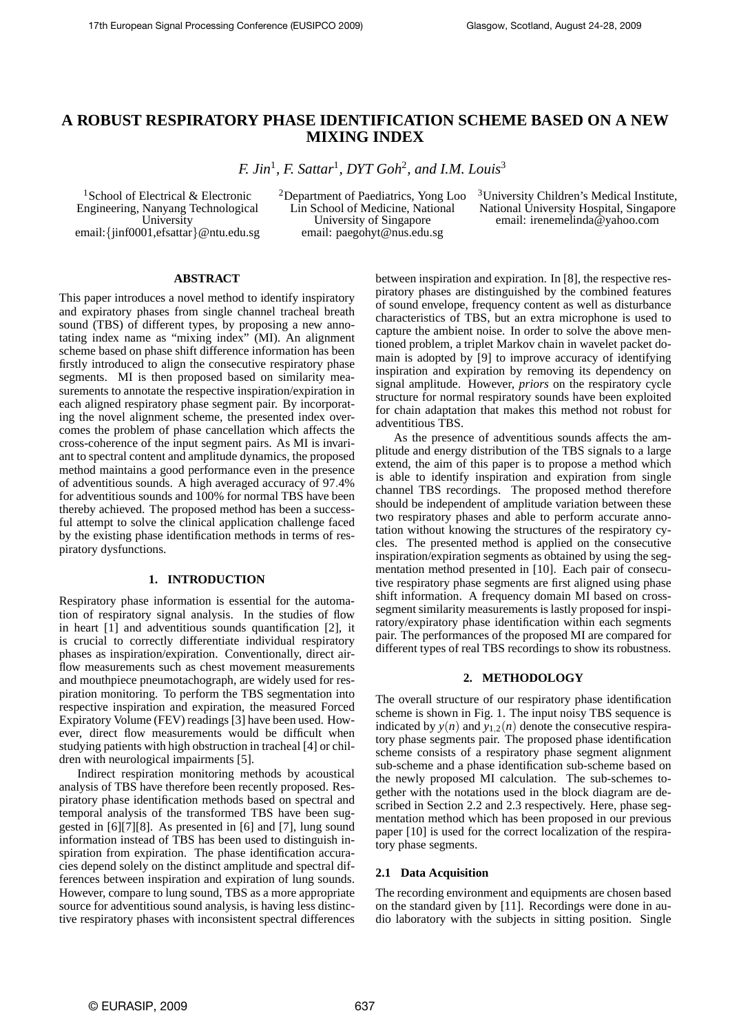# A ROBUST RESPIRATORY PHASE IDENTIFICATION SCHEME BASED ON A NEW MIXING INDEX

*F. Jin*[1]*, F. Sattar*[1]*, DYT Goh*[2]*, and I.M. Louis*[3]

[1]School of Electrical & Electronic Engineering, Nanyang Technological University
email:{jinf0001,efsattar}@ntu.edu.sg

[2]Department of Paediatrics, Yong Loo Lin School of Medicine, National University of Singapore
email: paegohyt@nus.edu.sg

[3]University Children's Medical Institute, National University Hospital, Singapore
email: irenemelinda@yahoo.com

## ABSTRACT

This paper introduces a novel method to identify inspiratory and expiratory phases from single channel tracheal breath sound (TBS) of different types, by proposing a new annotating index name as "mixing index" (MI). An alignment scheme based on phase shift difference information has been firstly introduced to align the consecutive respiratory phase segments. MI is then proposed based on similarity measurements to annotate the respective inspiration/expiration in each aligned respiratory phase segment pair. By incorporating the novel alignment scheme, the presented index overcomes the problem of phase cancellation which affects the cross-coherence of the input segment pairs. As MI is invariant to spectral content and amplitude dynamics, the proposed method maintains a good performance even in the presence of adventitious sounds. A high averaged accuracy of 97.4% for adventitious sounds and 100% for normal TBS have been thereby achieved. The proposed method has been a successful attempt to solve the clinical application challenge faced by the existing phase identification methods in terms of respiratory dysfunctions.

## 1. INTRODUCTION

Respiratory phase information is essential for the automation of respiratory signal analysis. In the studies of flow in heart [1] and adventitious sounds quantification [2], it is crucial to correctly differentiate individual respiratory phases as inspiration/expiration. Conventionally, direct airflow measurements such as chest movement measurements and mouthpiece pneumotachograph, are widely used for respiration monitoring. To perform the TBS segmentation into respective inspiration and expiration, the measured Forced Expiratory Volume (FEV) readings [3] have been used. However, direct flow measurements would be difficult when studying patients with high obstruction in tracheal [4] or children with neurological impairments [5].

Indirect respiration monitoring methods by acoustical analysis of TBS have therefore been recently proposed. Respiratory phase identification methods based on spectral and temporal analysis of the transformed TBS have been suggested in [6][7][8]. As presented in [6] and [7], lung sound information instead of TBS has been used to distinguish inspiration from expiration. The phase identification accuracies depend solely on the distinct amplitude and spectral differences between inspiration and expiration of lung sounds. However, compare to lung sound, TBS as a more appropriate source for adventitious sound analysis, is having less distinctive respiratory phases with inconsistent spectral differences between inspiration and expiration. In [8], the respective respiratory phases are distinguished by the combined features of sound envelope, frequency content as well as disturbance characteristics of TBS, but an extra microphone is used to capture the ambient noise. In order to solve the above mentioned problem, a triplet Markov chain in wavelet packet domain is adopted by [9] to improve accuracy of identifying inspiration and expiration by removing its dependency on signal amplitude. However, *priors* on the respiratory cycle structure for normal respiratory sounds have been exploited for chain adaptation that makes this method not robust for adventitious TBS.

As the presence of adventitious sounds affects the amplitude and energy distribution of the TBS signals to a large extend, the aim of this paper is to propose a method which is able to identify inspiration and expiration from single channel TBS recordings. The proposed method therefore should be independent of amplitude variation between these two respiratory phases and able to perform accurate annotation without knowing the structures of the respiratory cycles. The presented method is applied on the consecutive inspiration/expiration segments as obtained by using the segmentation method presented in [10]. Each pair of consecutive respiratory phase segments are first aligned using phase shift information. A frequency domain MI based on cross-segment similarity measurements is lastly proposed for inspiratory/expiratory phase identification within each segments pair. The performances of the proposed MI are compared for different types of real TBS recordings to show its robustness.

## 2. METHODOLOGY

The overall structure of our respiratory phase identification scheme is shown in Fig. 1. The input noisy TBS sequence is indicated by $y(n)$ and $y_{1,2}(n)$ denote the consecutive respiratory phase segments pair. The proposed phase identification scheme consists of a respiratory phase segment alignment sub-scheme and a phase identification sub-scheme based on the newly proposed MI calculation. The sub-schemes together with the notations used in the block diagram are described in Section 2.2 and 2.3 respectively. Here, phase segmentation method which has been proposed in our previous paper [10] is used for the correct localization of the respiratory phase segments.

### 2.1 Data Acquisition

The recording environment and equipments are chosen based on the standard given by [11]. Recordings were done in audio laboratory with the subjects in sitting position. Single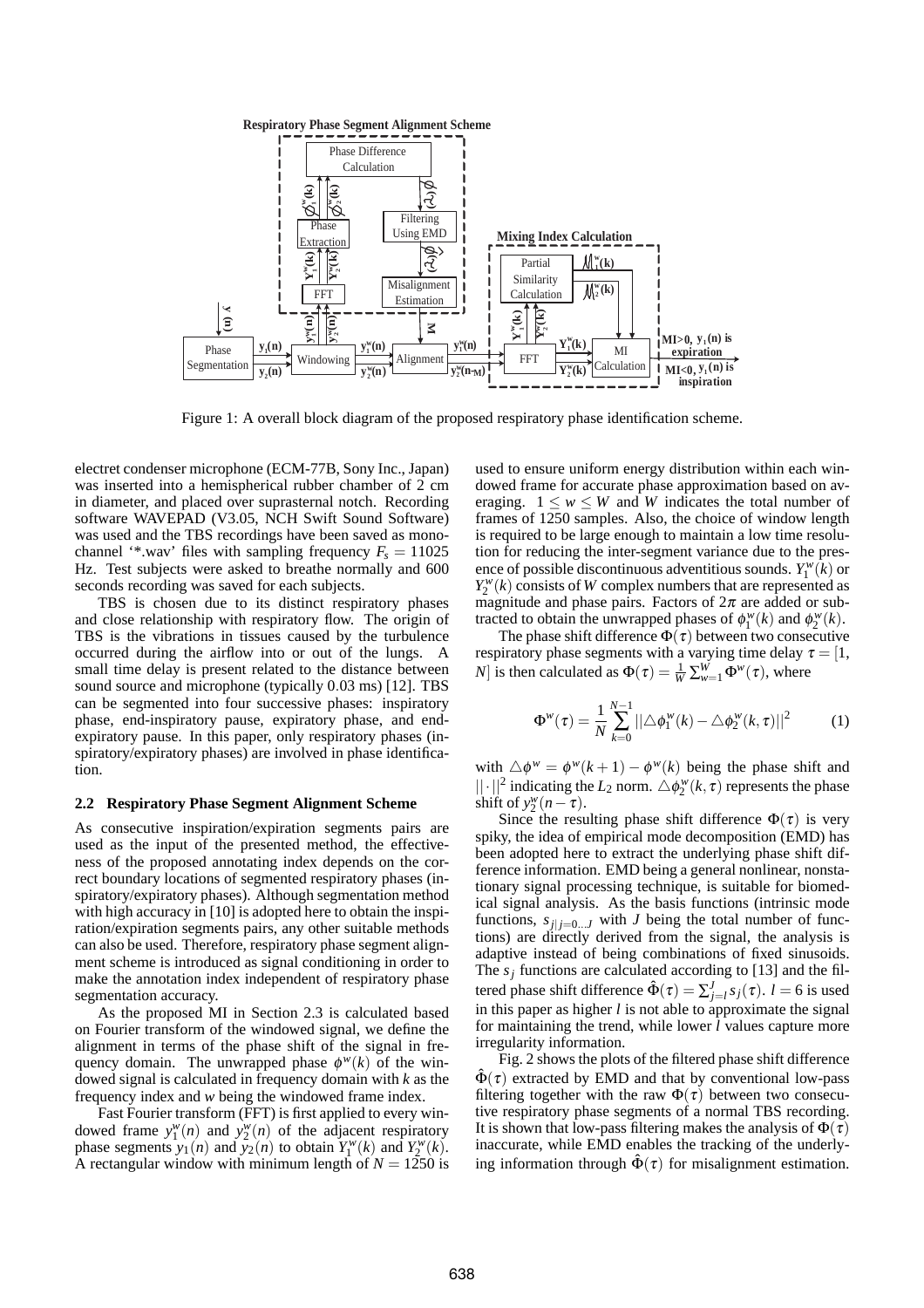Figure 1: A overall block diagram of the proposed respiratory phase identification scheme.

electret condenser microphone (ECM-77B, Sony Inc., Japan) was inserted into a hemispherical rubber chamber of 2 cm in diameter, and placed over suprasternal notch. Recording software WAVEPAD (V3.05, NCH Swift Sound Software) was used and the TBS recordings have been saved as monochannel '*.wav' files with sampling frequency $F_s = 11025$ Hz. Test subjects were asked to breathe normally and 600 seconds recording was saved for each subjects.

TBS is chosen due to its distinct respiratory phases and close relationship with respiratory flow. The origin of TBS is the vibrations in tissues caused by the turbulence occurred during the airflow into or out of the lungs. A small time delay is present related to the distance between sound source and microphone (typically 0.03 ms) [12]. TBS can be segmented into four successive phases: inspiratory phase, end-inspiratory pause, expiratory phase, and end-expiratory pause. In this paper, only respiratory phases (inspiratory/expiratory phases) are involved in phase identification.

### 2.2 Respiratory Phase Segment Alignment Scheme

As consecutive inspiration/expiration segments pairs are used as the input of the presented method, the effectiveness of the proposed annotating index depends on the correct boundary locations of segmented respiratory phases (inspiratory/expiratory phases). Although segmentation method with high accuracy in [10] is adopted here to obtain the inspiration/expiration segments pairs, any other suitable methods can also be used. Therefore, respiratory phase segment alignment scheme is introduced as signal conditioning in order to make the annotation index independent of respiratory phase segmentation accuracy.

As the proposed MI in Section 2.3 is calculated based on Fourier transform of the windowed signal, we define the alignment in terms of the phase shift of the signal in frequency domain. The unwrapped phase $\phi^w(k)$ of the windowed signal is calculated in frequency domain with $k$ as the frequency index and $w$ being the windowed frame index.

Fast Fourier transform (FFT) is first applied to every windowed frame $y_1^w(n)$ and $y_2^w(n)$ of the adjacent respiratory phase segments $y_1(n)$ and $y_2(n)$ to obtain $Y_1^w(k)$ and $Y_2^w(k)$. A rectangular window with minimum length of $N = 1250$ is used to ensure uniform energy distribution within each windowed frame for accurate phase approximation based on averaging. $1 \leq w \leq W$ and $W$ indicates the total number of frames of 1250 samples. Also, the choice of window length is required to be large enough to maintain a low time resolution for reducing the inter-segment variance due to the presence of possible discontinuous adventitious sounds. $Y_1^w(k)$ or $Y_2^w(k)$ consists of $W$ complex numbers that are represented as magnitude and phase pairs. Factors of $2\pi$ are added or subtracted to obtain the unwrapped phases of $\phi_1^w(k)$ and $\phi_2^w(k)$.

The phase shift difference $\Phi(\tau)$ between two consecutive respiratory phase segments with a varying time delay $\tau = [1, N]$ is then calculated as $\Phi(\tau) = \frac{1}{W}\sum_{w=1}^{W}\Phi^w(\tau)$, where

$$\Phi^w(\tau) = \frac{1}{N}\sum_{k=0}^{N-1} ||\triangle\phi_1^w(k) - \triangle\phi_2^w(k,\tau)||^2 \qquad (1)$$

with $\triangle\phi^w = \phi^w(k+1) - \phi^w(k)$ being the phase shift and $||\cdot||^2$ indicating the $L_2$ norm. $\triangle\phi_2^w(k,\tau)$ represents the phase shift of $y_2^w(n-\tau)$.

Since the resulting phase shift difference $\Phi(\tau)$ is very spiky, the idea of empirical mode decomposition (EMD) has been adopted here to extract the underlying phase shift difference information. EMD being a general nonlinear, nonstationary signal processing technique, is suitable for biomedical signal analysis. As the basis functions (intrinsic mode functions, $s_{j|j=0...J}$ with $J$ being the total number of functions) are directly derived from the signal, the analysis is adaptive instead of being combinations of fixed sinusoids. The $s_j$ functions are calculated according to [13] and the filtered phase shift difference $\hat{\Phi}(\tau) = \sum_{j=l}^{J} s_j(\tau)$. $l = 6$ is used in this paper as higher $l$ is not able to approximate the signal for maintaining the trend, while lower $l$ values capture more irregularity information.

Fig. 2 shows the plots of the filtered phase shift difference $\hat{\Phi}(\tau)$ extracted by EMD and that by conventional low-pass filtering together with the raw $\Phi(\tau)$ between two consecutive respiratory phase segments of a normal TBS recording. It is shown that low-pass filtering makes the analysis of $\Phi(\tau)$ inaccurate, while EMD enables the tracking of the underlying information through $\hat{\Phi}(\tau)$ for misalignment estimation.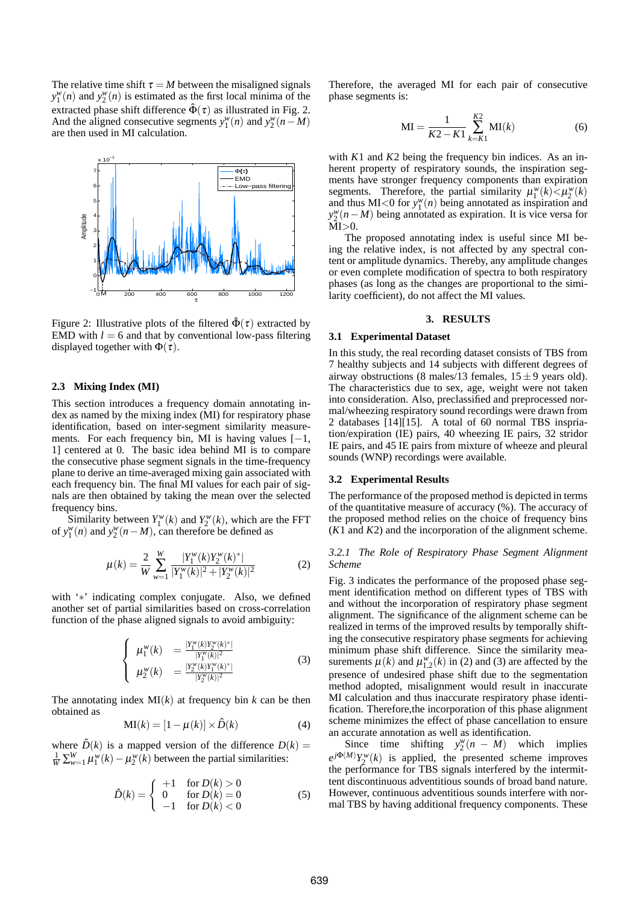The relative time shift $\tau = M$ between the misaligned signals $y_1^w(n)$ and $y_2^w(n)$ is estimated as the first local minima of the extracted phase shift difference $\hat{\Phi}(\tau)$ as illustrated in Fig. 2. And the aligned consecutive segments $y_1^w(n)$ and $y_2^w(n-M)$ are then used in MI calculation.

Figure 2: Illustrative plots of the filtered $\hat{\Phi}(\tau)$ extracted by EMD with $l = 6$ and that by conventional low-pass filtering displayed together with $\Phi(\tau)$.

### 2.3 Mixing Index (MI)

This section introduces a frequency domain annotating index as named by the mixing index (MI) for respiratory phase identification, based on inter-segment similarity measurements. For each frequency bin, MI is having values $[-1, 1]$ centered at 0. The basic idea behind MI is to compare the consecutive phase segment signals in the time-frequency plane to derive an time-averaged mixing gain associated with each frequency bin. The final MI values for each pair of signals are then obtained by taking the mean over the selected frequency bins.

Similarity between $Y_1^w(k)$ and $Y_2^w(k)$, which are the FFT of $y_1^w(n)$ and $y_2^w(n-M)$, can therefore be defined as

$$\mu(k) = \frac{2}{W}\sum_{w=1}^{W}\frac{|Y_1^w(k)Y_2^w(k)^*|}{|Y_1^w(k)|^2 + |Y_2^w(k)|^2} \tag{2}$$

with '$*$' indicating complex conjugate. Also, we defined another set of partial similarities based on cross-correlation function of the phase aligned signals to avoid ambiguity:

$$\begin{cases} \mu_1^w(k) & = \frac{|Y_1^w(k)Y_2^w(k)^*|}{|Y_1^w(k)|^2} \\ \mu_2^w(k) & = \frac{|Y_2^w(k)Y_1^w(k)^*|}{|Y_2^w(k)|^2} \end{cases} \tag{3}$$

The annotating index $\text{MI}(k)$ at frequency bin $k$ can be then obtained as

$$\text{MI}(k) = [1 - \mu(k)] \times \hat{D}(k) \tag{4}$$

where $\hat{D}(k)$ is a mapped version of the difference $D(k) = \frac{1}{W}\sum_{w=1}^{W}\mu_1^w(k) - \mu_2^w(k)$ between the partial similarities:

$$\hat{D}(k) = \begin{cases} +1 & \text{for } D(k) > 0 \\ 0 & \text{for } D(k) = 0 \\ -1 & \text{for } D(k) < 0 \end{cases} \tag{5}$$

Therefore, the averaged MI for each pair of consecutive phase segments is:

$$\text{MI} = \frac{1}{K2 - K1}\sum_{k=K1}^{K2}\text{MI}(k) \tag{6}$$

with $K1$ and $K2$ being the frequency bin indices. As an inherent property of respiratory sounds, the inspiration segments have stronger frequency components than expiration segments. Therefore, the partial similarity $\mu_1^w(k) < \mu_2^w(k)$ and thus MI<0 for $y_1^w(n)$ being annotated as inspiration and $y_2^w(n-M)$ being annotated as expiration. It is vice versa for MI>0.

The proposed annotating index is useful since MI being the relative index, is not affected by any spectral content or amplitude dynamics. Thereby, any amplitude changes or even complete modification of spectra to both respiratory phases (as long as the changes are proportional to the similarity coefficient), do not affect the MI values.

## 3. RESULTS

### 3.1 Experimental Dataset

In this study, the real recording dataset consists of TBS from 7 healthy subjects and 14 subjects with different degrees of airway obstructions (8 males/13 females, $15 \pm 9$ years old). The characteristics due to sex, age, weight were not taken into consideration. Also, preclassified and preprocessed normal/wheezing respiratory sound recordings were drawn from 2 databases [14][15]. A total of 60 normal TBS inspriation/expiration (IE) pairs, 40 wheezing IE pairs, 32 stridor IE pairs, and 45 IE pairs from mixture of wheeze and pleural sounds (WNP) recordings were available.

### 3.2 Experimental Results

The performance of the proposed method is depicted in terms of the quantitative measure of accuracy (%). The accuracy of the proposed method relies on the choice of frequency bins ($K1$ and $K2$) and the incorporation of the alignment scheme.

#### *3.2.1 The Role of Respiratory Phase Segment Alignment Scheme*

Fig. 3 indicates the performance of the proposed phase segment identification method on different types of TBS with and without the incorporation of respiratory phase segment alignment. The significance of the alignment scheme can be realized in terms of the improved results by temporally shifting the consecutive respiratory phase segments for achieving minimum phase shift difference. Since the similarity measurements $\mu(k)$ and $\mu_{1,2}^w(k)$ in (2) and (3) are affected by the presence of undesired phase shift due to the segmentation method adopted, misalignment would result in inaccurate MI calculation and thus inaccurate respiratory phase identification. Therefore,the incorporation of this phase alignment scheme minimizes the effect of phase cancellation to ensure an accurate annotation as well as identification.

Since time shifting $y_2^w(n-M)$ which implies $e^{j\Phi(M)}Y_2^w(k)$ is applied, the presented scheme improves the performance for TBS signals interfered by the intermittent discontinuous adventitious sounds of broad band nature. However, continuous adventitious sounds interfere with normal TBS by having additional frequency components. These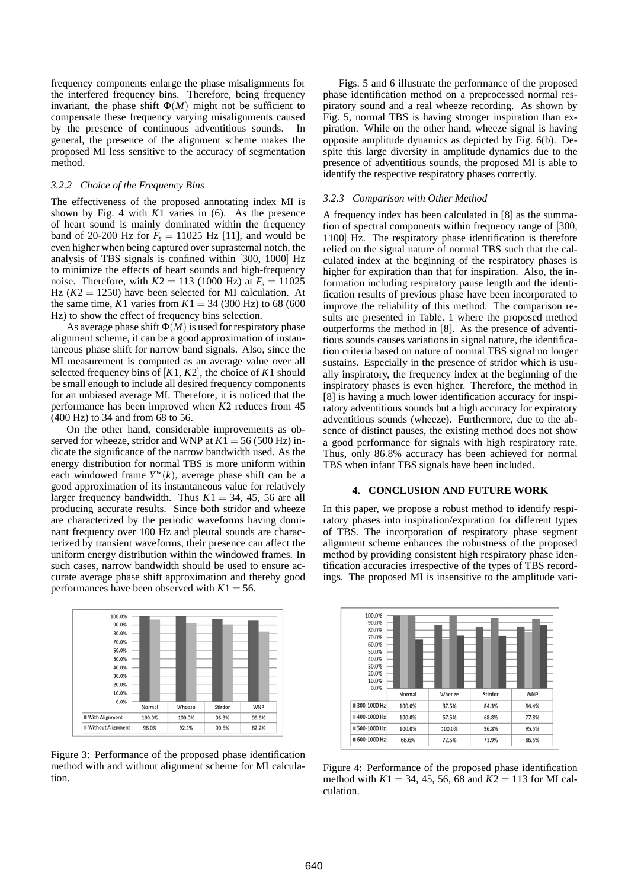frequency components enlarge the phase misalignments for the interfered frequency bins. Therefore, being frequency invariant, the phase shift $\Phi(M)$ might not be sufficient to compensate these frequency varying misalignments caused by the presence of continuous adventitious sounds. In general, the presence of the alignment scheme makes the proposed MI less sensitive to the accuracy of segmentation method.

### 3.2.2 Choice of the Frequency Bins

The effectiveness of the proposed annotating index MI is shown by Fig. 4 with $K1$ varies in (6). As the presence of heart sound is mainly dominated within the frequency band of 20-200 Hz for $F_s = 11025$ Hz [11], and would be even higher when being captured over suprasternal notch, the analysis of TBS signals is confined within [300, 1000] Hz to minimize the effects of heart sounds and high-frequency noise. Therefore, with $K2 = 113$ (1000 Hz) at $F_s = 11025$ Hz ($K2 = 1250$) have been selected for MI calculation. At the same time, $K1$ varies from $K1 = 34$ (300 Hz) to 68 (600 Hz) to show the effect of frequency bins selection.

As average phase shift $\Phi(M)$ is used for respiratory phase alignment scheme, it can be a good approximation of instantaneous phase shift for narrow band signals. Also, since the MI measurement is computed as an average value over all selected frequency bins of $[K1, K2]$, the choice of $K1$ should be small enough to include all desired frequency components for an unbiased average MI. Therefore, it is noticed that the performance has been improved when $K2$ reduces from 45 (400 Hz) to 34 and from 68 to 56.

On the other hand, considerable improvements as observed for wheeze, stridor and WNP at $K1 = 56$ (500 Hz) indicate the significance of the narrow bandwidth used. As the energy distribution for normal TBS is more uniform within each windowed frame $Y^w(k)$, average phase shift can be a good approximation of its instantaneous value for relatively larger frequency bandwidth. Thus $K1 = 34$, 45, 56 are all producing accurate results. Since both stridor and wheeze are characterized by the periodic waveforms having dominant frequency over 100 Hz and pleural sounds are characterized by transient waveforms, their presence can affect the uniform energy distribution within the windowed frames. In such cases, narrow bandwidth should be used to ensure accurate average phase shift approximation and thereby good performances have been observed with $K1 = 56$.

|  | Normal | Wheeze | Stirdor | WNP |
|---|---|---|---|---|
| With Alignment | 100.0% | 100.0% | 96.8% | 95.5% |
| Without Alignment | 96.0% | 92.1% | 90.6% | 82.2% |

Figure 3: Performance of the proposed phase identification method with and without alignment scheme for MI calculation.

Figs. 5 and 6 illustrate the performance of the proposed phase identification method on a preprocessed normal respiratory sound and a real wheeze recording. As shown by Fig. 5, normal TBS is having stronger inspiration than expiration. While on the other hand, wheeze signal is having opposite amplitude dynamics as depicted by Fig. 6(b). Despite this large diversity in amplitude dynamics due to the presence of adventitious sounds, the proposed MI is able to identify the respective respiratory phases correctly.

### 3.2.3 Comparison with Other Method

A frequency index has been calculated in [8] as the summation of spectral components within frequency range of [300, 1100] Hz. The respiratory phase identification is therefore relied on the signal nature of normal TBS such that the calculated index at the beginning of the respiratory phases is higher for expiration than that for inspiration. Also, the information including respiratory pause length and the identification results of previous phase have been incorporated to improve the reliability of this method. The comparison results are presented in Table. 1 where the proposed method outperforms the method in [8]. As the presence of adventitious sounds causes variations in signal nature, the identification criteria based on nature of normal TBS signal no longer sustains. Especially in the presence of stridor which is usually inspiratory, the frequency index at the beginning of the inspiratory phases is even higher. Therefore, the method in [8] is having a much lower identification accuracy for inspiratory adventitious sounds but a high accuracy for expiratory adventitious sounds (wheeze). Furthermore, due to the absence of distinct pauses, the existing method does not show a good performance for signals with high respiratory rate. Thus, only 86.8% accuracy has been achieved for normal TBS when infant TBS signals have been included.

## 4. CONCLUSION AND FUTURE WORK

In this paper, we propose a robust method to identify respiratory phases into inspiration/expiration for different types of TBS. The incorporation of respiratory phase segment alignment scheme enhances the robustness of the proposed method by providing consistent high respiratory phase identification accuracies irrespective of the types of TBS recordings. The proposed MI is insensitive to the amplitude vari-

|  | Normal | Wheeze | Stridor | WNP |
|---|---|---|---|---|
| 300-1000 Hz | 100.0% | 87.5% | 84.3% | 84.4% |
| 400-1000 Hz | 100.0% | 67.5% | 68.8% | 77.8% |
| 500-1000 Hz | 100.0% | 100.0% | 96.8% | 95.5% |
| 600-1000 Hz | 66.6% | 72.5% | 71.9% | 86.5% |

Figure 4: Performance of the proposed phase identification method with $K1 = 34$, 45, 56, 68 and $K2 = 113$ for MI calculation.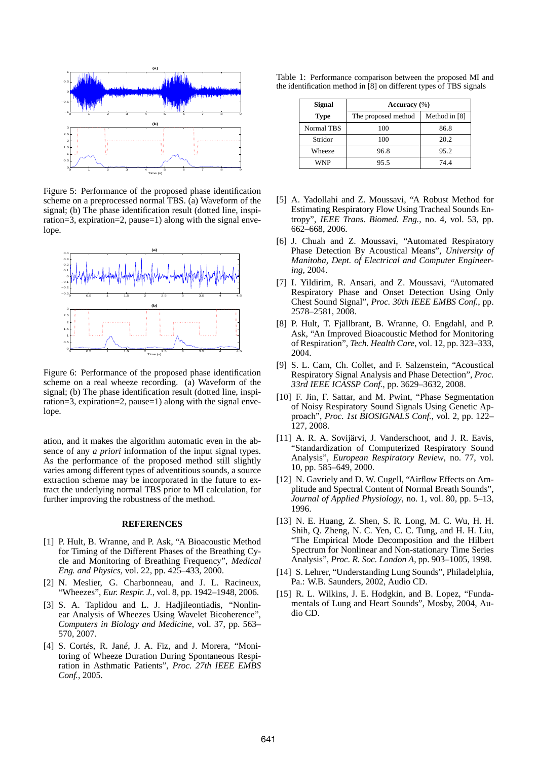(a)

1
0.5
0
−0.5
−1
0 1 2 3 4 5 6 7 8 9

(b)

3
2.5
2
1.5
1
0.5
0
0 1 2 3 4 5 6 7 8 9
Time (s)

Figure 5: Performance of the proposed phase identification scheme on a preprocessed normal TBS. (a) Waveform of the signal; (b) The phase identification result (dotted line, inspiration=3, expiration=2, pause=1) along with the signal envelope.

(a)

0.4
0.3
0.2
0.1
0
−0.1
−0.2
−0.3
0 0.5 1 1.5 2 2.5 3 3.5 4 4.5

(b)

3
2.5
2
1.5
1
0.5
0
0 0.5 1 1.5 2 2.5 3 3.5 4 4.5
Time (s)

Figure 6: Performance of the proposed phase identification scheme on a real wheeze recording. (a) Waveform of the signal; (b) The phase identification result (dotted line, inspiration=3, expiration=2, pause=1) along with the signal envelope.

ation, and it makes the algorithm automatic even in the absence of any *a priori* information of the input signal types. As the performance of the proposed method still slightly varies among different types of adventitious sounds, a source extraction scheme may be incorporated in the future to extract the underlying normal TBS prior to MI calculation, for further improving the robustness of the method.

Table 1: Performance comparison between the proposed MI and the identification method in [8] on different types of TBS signals

| Signal Type | Accuracy (%) | |
|---|---|---|
| | The proposed method | Method in [8] |
| Normal TBS | 100 | 86.8 |
| Stridor | 100 | 20.2 |
| Wheeze | 96.8 | 95.2 |
| WNP | 95.5 | 74.4 |

## REFERENCES

[1] P. Hult, B. Wranne, and P. Ask, "A Bioacoustic Method for Timing of the Different Phases of the Breathing Cycle and Monitoring of Breathing Frequency", *Medical Eng. and Physics*, vol. 22, pp. 425–433, 2000.

[2] N. Meslier, G. Charbonneau, and J. L. Racineux, "Wheezes", *Eur. Respir. J.*, vol. 8, pp. 1942–1948, 2006.

[3] S. A. Taplidou and L. J. Hadjileontiadis, "Nonlinear Analysis of Wheezes Using Wavelet Bicoherence", *Computers in Biology and Medicine*, vol. 37, pp. 563–570, 2007.

[4] S. Cortés, R. Jané, J. A. Fiz, and J. Morera, "Monitoring of Wheeze Duration During Spontaneous Respiration in Asthmatic Patients", *Proc. 27th IEEE EMBS Conf.*, 2005.

[5] A. Yadollahi and Z. Moussavi, "A Robust Method for Estimating Respiratory Flow Using Tracheal Sounds Entropy", *IEEE Trans. Biomed. Eng.*, no. 4, vol. 53, pp. 662–668, 2006.

[6] J. Chuah and Z. Moussavi, "Automated Respiratory Phase Detection By Acoustical Means", *University of Manitoba, Dept. of Electrical and Computer Engineering*, 2004.

[7] I. Yildirim, R. Ansari, and Z. Moussavi, "Automated Respiratory Phase and Onset Detection Using Only Chest Sound Signal", *Proc. 30th IEEE EMBS Conf.*, pp. 2578–2581, 2008.

[8] P. Hult, T. Fjällbrant, B. Wranne, O. Engdahl, and P. Ask, "An Improved Bioacoustic Method for Monitoring of Respiration", *Tech. Health Care*, vol. 12, pp. 323–333, 2004.

[9] S. L. Cam, Ch. Collet, and F. Salzenstein, "Acoustical Respiratory Signal Analysis and Phase Detection", *Proc. 33rd IEEE ICASSP Conf.*, pp. 3629–3632, 2008.

[10] F. Jin, F. Sattar, and M. Pwint, "Phase Segmentation of Noisy Respiratory Sound Signals Using Genetic Approach", *Proc. 1st BIOSIGNALS Conf.*, vol. 2, pp. 122–127, 2008.

[11] A. R. A. Sovijärvi, J. Vanderschoot, and J. R. Eavis, "Standardization of Computerized Respiratory Sound Analysis", *European Respiratory Review*, no. 77, vol. 10, pp. 585–649, 2000.

[12] N. Gavriely and D. W. Cugell, "Airflow Effects on Amplitude and Spectral Content of Normal Breath Sounds", *Journal of Applied Physiology*, no. 1, vol. 80, pp. 5–13, 1996.

[13] N. E. Huang, Z. Shen, S. R. Long, M. C. Wu, H. H. Shih, Q. Zheng, N. C. Yen, C. C. Tung, and H. H. Liu, "The Empirical Mode Decomposition and the Hilbert Spectrum for Nonlinear and Non-stationary Time Series Analysis", *Proc. R. Soc. London A*, pp. 903–1005, 1998.

[14] S. Lehrer, "Understanding Lung Sounds", Philadelphia, Pa.: W.B. Saunders, 2002, Audio CD.

[15] R. L. Wilkins, J. E. Hodgkin, and B. Lopez, "Fundamentals of Lung and Heart Sounds", Mosby, 2004, Audio CD.